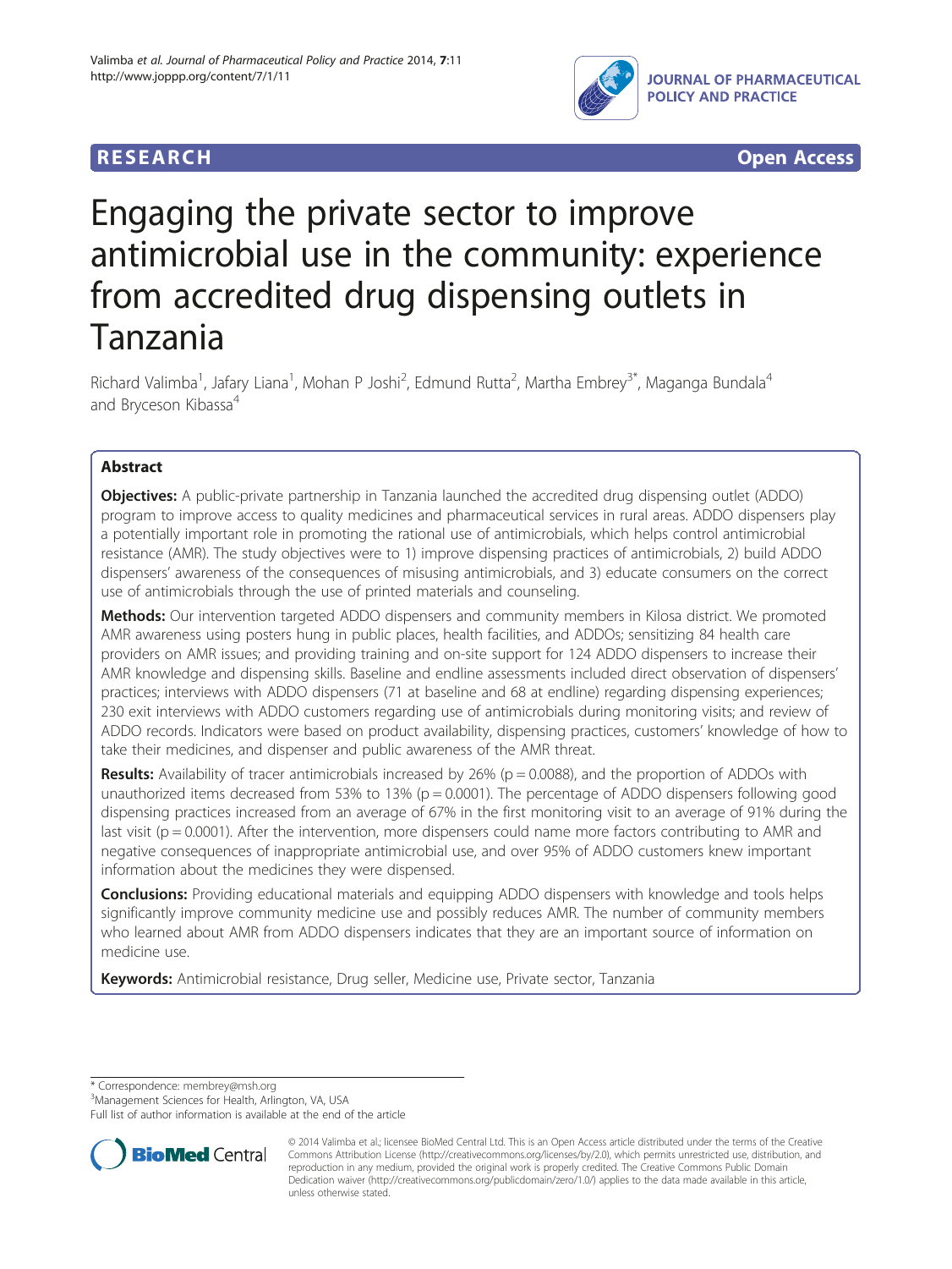RESEARCH Open Access

# Engaging the private sector to improve antimicrobial use in the community: experience from accredited drug dispensing outlets in Tanzania

Richard Valimba[1], Jafary Liana[1], Mohan P Joshi[2], Edmund Rutta[2], Martha Embrey[3*], Maganga Bundala[4] and Bryceson Kibassa[4]

## Abstract

**Objectives:** A public-private partnership in Tanzania launched the accredited drug dispensing outlet (ADDO) program to improve access to quality medicines and pharmaceutical services in rural areas. ADDO dispensers play a potentially important role in promoting the rational use of antimicrobials, which helps control antimicrobial resistance (AMR). The study objectives were to 1) improve dispensing practices of antimicrobials, 2) build ADDO dispensers' awareness of the consequences of misusing antimicrobials, and 3) educate consumers on the correct use of antimicrobials through the use of printed materials and counseling.

**Methods:** Our intervention targeted ADDO dispensers and community members in Kilosa district. We promoted AMR awareness using posters hung in public places, health facilities, and ADDOs; sensitizing 84 health care providers on AMR issues; and providing training and on-site support for 124 ADDO dispensers to increase their AMR knowledge and dispensing skills. Baseline and endline assessments included direct observation of dispensers' practices; interviews with ADDO dispensers (71 at baseline and 68 at endline) regarding dispensing experiences; 230 exit interviews with ADDO customers regarding use of antimicrobials during monitoring visits; and review of ADDO records. Indicators were based on product availability, dispensing practices, customers' knowledge of how to take their medicines, and dispenser and public awareness of the AMR threat.

**Results:** Availability of tracer antimicrobials increased by 26% ($p = 0.0088$), and the proportion of ADDOs with unauthorized items decreased from 53% to 13% ($p = 0.0001$). The percentage of ADDO dispensers following good dispensing practices increased from an average of 67% in the first monitoring visit to an average of 91% during the last visit ($p = 0.0001$). After the intervention, more dispensers could name more factors contributing to AMR and negative consequences of inappropriate antimicrobial use, and over 95% of ADDO customers knew important information about the medicines they were dispensed.

**Conclusions:** Providing educational materials and equipping ADDO dispensers with knowledge and tools helps significantly improve community medicine use and possibly reduces AMR. The number of community members who learned about AMR from ADDO dispensers indicates that they are an important source of information on medicine use.

**Keywords:** Antimicrobial resistance, Drug seller, Medicine use, Private sector, Tanzania

\* Correspondence: membrey@msh.org
[3]Management Sciences for Health, Arlington, VA, USA
Full list of author information is available at the end of the article

© 2014 Valimba et al.; licensee BioMed Central Ltd. This is an Open Access article distributed under the terms of the Creative Commons Attribution License (http://creativecommons.org/licenses/by/2.0), which permits unrestricted use, distribution, and reproduction in any medium, provided the original work is properly credited. The Creative Commons Public Domain Dedication waiver (http://creativecommons.org/publicdomain/zero/1.0/) applies to the data made available in this article, unless otherwise stated.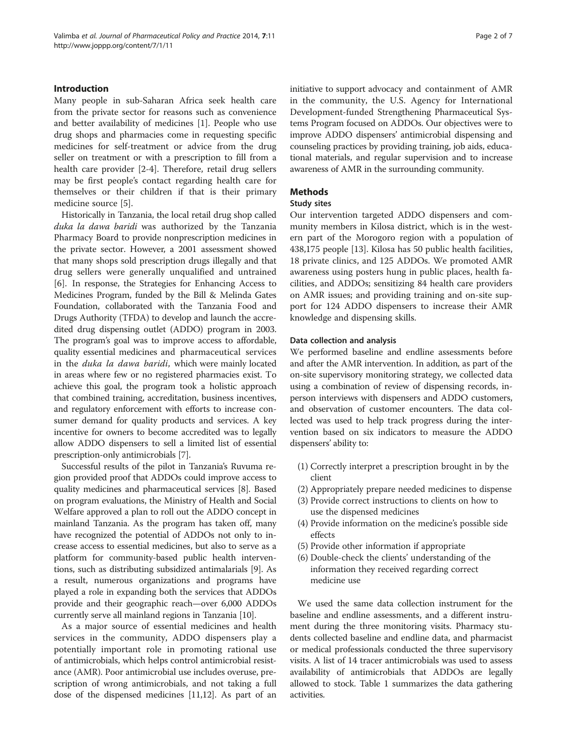## Introduction

Many people in sub-Saharan Africa seek health care from the private sector for reasons such as convenience and better availability of medicines [1]. People who use drug shops and pharmacies come in requesting specific medicines for self-treatment or advice from the drug seller on treatment or with a prescription to fill from a health care provider [2-4]. Therefore, retail drug sellers may be first people's contact regarding health care for themselves or their children if that is their primary medicine source [5].

Historically in Tanzania, the local retail drug shop called *duka la dawa baridi* was authorized by the Tanzania Pharmacy Board to provide nonprescription medicines in the private sector. However, a 2001 assessment showed that many shops sold prescription drugs illegally and that drug sellers were generally unqualified and untrained [6]. In response, the Strategies for Enhancing Access to Medicines Program, funded by the Bill & Melinda Gates Foundation, collaborated with the Tanzania Food and Drugs Authority (TFDA) to develop and launch the accredited drug dispensing outlet (ADDO) program in 2003. The program's goal was to improve access to affordable, quality essential medicines and pharmaceutical services in the *duka la dawa baridi*, which were mainly located in areas where few or no registered pharmacies exist. To achieve this goal, the program took a holistic approach that combined training, accreditation, business incentives, and regulatory enforcement with efforts to increase consumer demand for quality products and services. A key incentive for owners to become accredited was to legally allow ADDO dispensers to sell a limited list of essential prescription-only antimicrobials [7].

Successful results of the pilot in Tanzania's Ruvuma region provided proof that ADDOs could improve access to quality medicines and pharmaceutical services [8]. Based on program evaluations, the Ministry of Health and Social Welfare approved a plan to roll out the ADDO concept in mainland Tanzania. As the program has taken off, many have recognized the potential of ADDOs not only to increase access to essential medicines, but also to serve as a platform for community-based public health interventions, such as distributing subsidized antimalarials [9]. As a result, numerous organizations and programs have played a role in expanding both the services that ADDOs provide and their geographic reach—over 6,000 ADDOs currently serve all mainland regions in Tanzania [10].

As a major source of essential medicines and health services in the community, ADDO dispensers play a potentially important role in promoting rational use of antimicrobials, which helps control antimicrobial resistance (AMR). Poor antimicrobial use includes overuse, prescription of wrong antimicrobials, and not taking a full dose of the dispensed medicines [11,12]. As part of an initiative to support advocacy and containment of AMR in the community, the U.S. Agency for International Development-funded Strengthening Pharmaceutical Systems Program focused on ADDOs. Our objectives were to improve ADDO dispensers' antimicrobial dispensing and counseling practices by providing training, job aids, educational materials, and regular supervision and to increase awareness of AMR in the surrounding community.

## Methods

### Study sites

Our intervention targeted ADDO dispensers and community members in Kilosa district, which is in the western part of the Morogoro region with a population of 438,175 people [13]. Kilosa has 50 public health facilities, 18 private clinics, and 125 ADDOs. We promoted AMR awareness using posters hung in public places, health facilities, and ADDOs; sensitizing 84 health care providers on AMR issues; and providing training and on-site support for 124 ADDO dispensers to increase their AMR knowledge and dispensing skills.

### Data collection and analysis

We performed baseline and endline assessments before and after the AMR intervention. In addition, as part of the on-site supervisory monitoring strategy, we collected data using a combination of review of dispensing records, in-person interviews with dispensers and ADDO customers, and observation of customer encounters. The data collected was used to help track progress during the intervention based on six indicators to measure the ADDO dispensers' ability to:

1. Correctly interpret a prescription brought in by the client
2. Appropriately prepare needed medicines to dispense
3. Provide correct instructions to clients on how to use the dispensed medicines
4. Provide information on the medicine's possible side effects
5. Provide other information if appropriate
6. Double-check the clients' understanding of the information they received regarding correct medicine use

We used the same data collection instrument for the baseline and endline assessments, and a different instrument during the three monitoring visits. Pharmacy students collected baseline and endline data, and pharmacist or medical professionals conducted the three supervisory visits. A list of 14 tracer antimicrobials was used to assess availability of antimicrobials that ADDOs are legally allowed to stock. Table 1 summarizes the data gathering activities.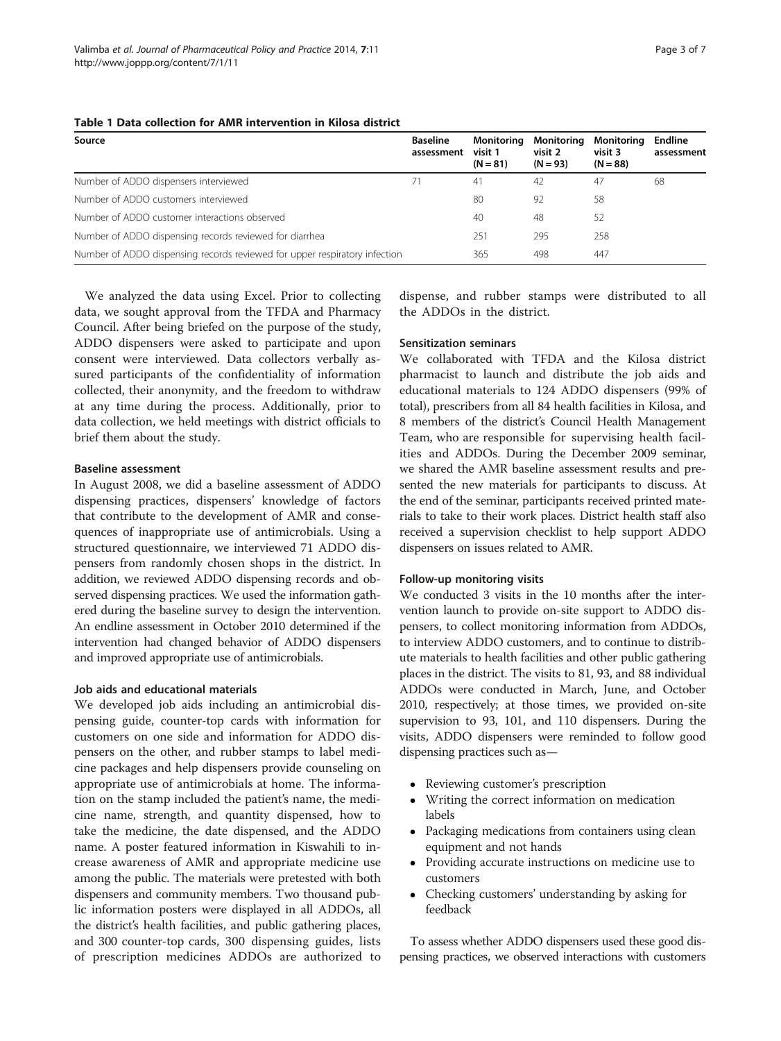**Table 1 Data collection for AMR intervention in Kilosa district**

| Source | Baseline assessment | Monitoring visit 1 (N = 81) | Monitoring visit 2 (N = 93) | Monitoring visit 3 (N = 88) | Endline assessment |
|---|---|---|---|---|---|
| Number of ADDO dispensers interviewed | 71 | 41 | 42 | 47 | 68 |
| Number of ADDO customers interviewed | | 80 | 92 | 58 | |
| Number of ADDO customer interactions observed | | 40 | 48 | 52 | |
| Number of ADDO dispensing records reviewed for diarrhea | | 251 | 295 | 258 | |
| Number of ADDO dispensing records reviewed for upper respiratory infection | | 365 | 498 | 447 | |

We analyzed the data using Excel. Prior to collecting data, we sought approval from the TFDA and Pharmacy Council. After being briefed on the purpose of the study, ADDO dispensers were asked to participate and upon consent were interviewed. Data collectors verbally assured participants of the confidentiality of information collected, their anonymity, and the freedom to withdraw at any time during the process. Additionally, prior to data collection, we held meetings with district officials to brief them about the study.

### Baseline assessment

In August 2008, we did a baseline assessment of ADDO dispensing practices, dispensers' knowledge of factors that contribute to the development of AMR and consequences of inappropriate use of antimicrobials. Using a structured questionnaire, we interviewed 71 ADDO dispensers from randomly chosen shops in the district. In addition, we reviewed ADDO dispensing records and observed dispensing practices. We used the information gathered during the baseline survey to design the intervention. An endline assessment in October 2010 determined if the intervention had changed behavior of ADDO dispensers and improved appropriate use of antimicrobials.

### Job aids and educational materials

We developed job aids including an antimicrobial dispensing guide, counter-top cards with information for customers on one side and information for ADDO dispensers on the other, and rubber stamps to label medicine packages and help dispensers provide counseling on appropriate use of antimicrobials at home. The information on the stamp included the patient's name, the medicine name, strength, and quantity dispensed, how to take the medicine, the date dispensed, and the ADDO name. A poster featured information in Kiswahili to increase awareness of AMR and appropriate medicine use among the public. The materials were pretested with both dispensers and community members. Two thousand public information posters were displayed in all ADDOs, all the district's health facilities, and public gathering places, and 300 counter-top cards, 300 dispensing guides, lists of prescription medicines ADDOs are authorized to dispense, and rubber stamps were distributed to all the ADDOs in the district.

### Sensitization seminars

We collaborated with TFDA and the Kilosa district pharmacist to launch and distribute the job aids and educational materials to 124 ADDO dispensers (99% of total), prescribers from all 84 health facilities in Kilosa, and 8 members of the district's Council Health Management Team, who are responsible for supervising health facilities and ADDOs. During the December 2009 seminar, we shared the AMR baseline assessment results and presented the new materials for participants to discuss. At the end of the seminar, participants received printed materials to take to their work places. District health staff also received a supervision checklist to help support ADDO dispensers on issues related to AMR.

### Follow-up monitoring visits

We conducted 3 visits in the 10 months after the intervention launch to provide on-site support to ADDO dispensers, to collect monitoring information from ADDOs, to interview ADDO customers, and to continue to distribute materials to health facilities and other public gathering places in the district. The visits to 81, 93, and 88 individual ADDOs were conducted in March, June, and October 2010, respectively; at those times, we provided on-site supervision to 93, 101, and 110 dispensers. During the visits, ADDO dispensers were reminded to follow good dispensing practices such as—

- Reviewing customer's prescription
- Writing the correct information on medication labels
- Packaging medications from containers using clean equipment and not hands
- Providing accurate instructions on medicine use to customers
- Checking customers' understanding by asking for feedback

To assess whether ADDO dispensers used these good dispensing practices, we observed interactions with customers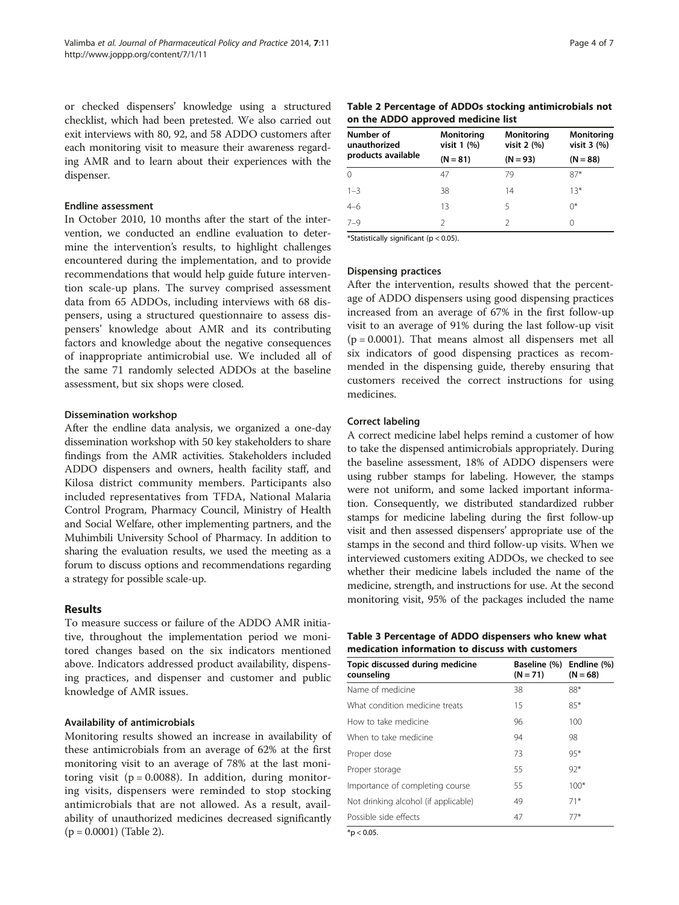or checked dispensers' knowledge using a structured checklist, which had been pretested. We also carried out exit interviews with 80, 92, and 58 ADDO customers after each monitoring visit to measure their awareness regarding AMR and to learn about their experiences with the dispenser.

#### Endline assessment

In October 2010, 10 months after the start of the intervention, we conducted an endline evaluation to determine the intervention's results, to highlight challenges encountered during the implementation, and to provide recommendations that would help guide future intervention scale-up plans. The survey comprised assessment data from 65 ADDOs, including interviews with 68 dispensers, using a structured questionnaire to assess dispensers' knowledge about AMR and its contributing factors and knowledge about the negative consequences of inappropriate antimicrobial use. We included all of the same 71 randomly selected ADDOs at the baseline assessment, but six shops were closed.

#### Dissemination workshop

After the endline data analysis, we organized a one-day dissemination workshop with 50 key stakeholders to share findings from the AMR activities. Stakeholders included ADDO dispensers and owners, health facility staff, and Kilosa district community members. Participants also included representatives from TFDA, National Malaria Control Program, Pharmacy Council, Ministry of Health and Social Welfare, other implementing partners, and the Muhimbili University School of Pharmacy. In addition to sharing the evaluation results, we used the meeting as a forum to discuss options and recommendations regarding a strategy for possible scale-up.

## Results

To measure success or failure of the ADDO AMR initiative, throughout the implementation period we monitored changes based on the six indicators mentioned above. Indicators addressed product availability, dispensing practices, and dispenser and customer and public knowledge of AMR issues.

#### Availability of antimicrobials

Monitoring results showed an increase in availability of these antimicrobials from an average of 62% at the first monitoring visit to an average of 78% at the last monitoring visit ($p = 0.0088$). In addition, during monitoring visits, dispensers were reminded to stop stocking antimicrobials that are not allowed. As a result, availability of unauthorized medicines decreased significantly ($p = 0.0001$) (Table 2).

**Table 2 Percentage of ADDOs stocking antimicrobials not on the ADDO approved medicine list**

| Number of unauthorized products available | Monitoring visit 1 (%) (N = 81) | Monitoring visit 2 (%) (N = 93) | Monitoring visit 3 (%) (N = 88) |
|---|---|---|---|
| 0 | 47 | 79 | 87* |
| 1–3 | 38 | 14 | 13* |
| 4–6 | 13 | 5 | 0* |
| 7–9 | 2 | 2 | 0 |

*Statistically significant ($p < 0.05$).

#### Dispensing practices

After the intervention, results showed that the percentage of ADDO dispensers using good dispensing practices increased from an average of 67% in the first follow-up visit to an average of 91% during the last follow-up visit ($p = 0.0001$). That means almost all dispensers met all six indicators of good dispensing practices as recommended in the dispensing guide, thereby ensuring that customers received the correct instructions for using medicines.

#### Correct labeling

A correct medicine label helps remind a customer of how to take the dispensed antimicrobials appropriately. During the baseline assessment, 18% of ADDO dispensers were using rubber stamps for labeling. However, the stamps were not uniform, and some lacked important information. Consequently, we distributed standardized rubber stamps for medicine labeling during the first follow-up visit and then assessed dispensers' appropriate use of the stamps in the second and third follow-up visits. When we interviewed customers exiting ADDOs, we checked to see whether their medicine labels included the name of the medicine, strength, and instructions for use. At the second monitoring visit, 95% of the packages included the name

**Table 3 Percentage of ADDO dispensers who knew what medication information to discuss with customers**

| Topic discussed during medicine counseling | Baseline (%) (N = 71) | Endline (%) (N = 68) |
|---|---|---|
| Name of medicine | 38 | 88* |
| What condition medicine treats | 15 | 85* |
| How to take medicine | 96 | 100 |
| When to take medicine | 94 | 98 |
| Proper dose | 73 | 95* |
| Proper storage | 55 | 92* |
| Importance of completing course | 55 | 100* |
| Not drinking alcohol (if applicable) | 49 | 71* |
| Possible side effects | 47 | 77* |

*$p < 0.05$.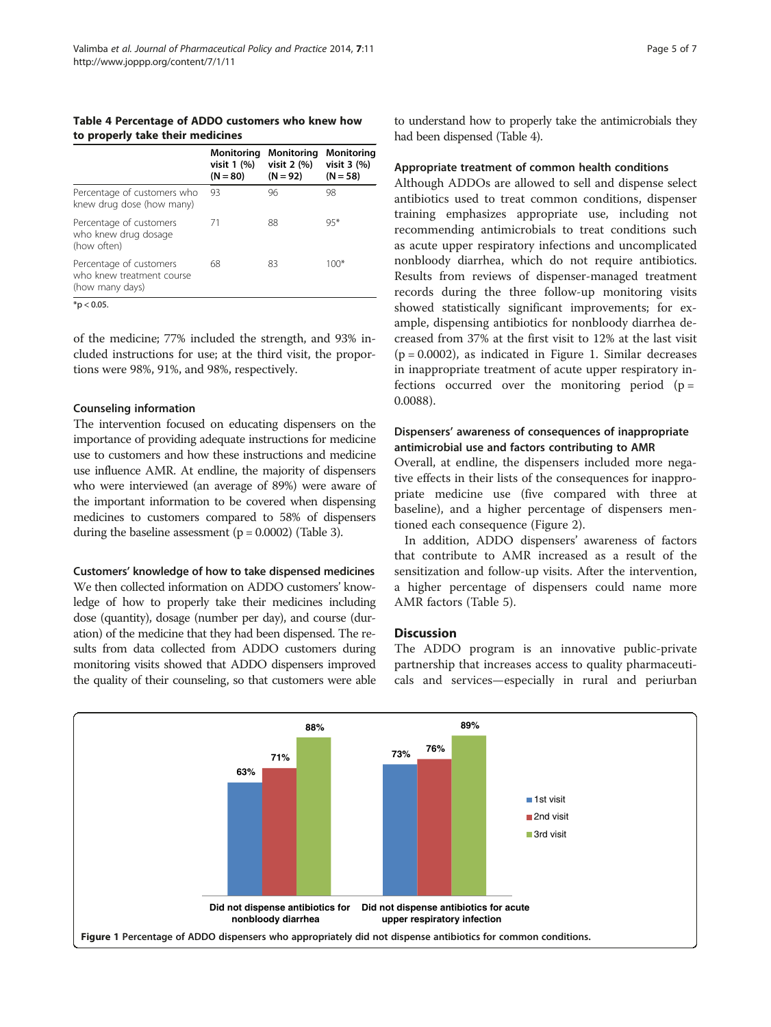**Table 4 Percentage of ADDO customers who knew how to properly take their medicines**

| | Monitoring visit 1 (%) (N = 80) | Monitoring visit 2 (%) (N = 92) | Monitoring visit 3 (%) (N = 58) |
|---|---|---|---|
| Percentage of customers who knew drug dose (how many) | 93 | 96 | 98 |
| Percentage of customers who knew drug dosage (how often) | 71 | 88 | 95* |
| Percentage of customers who knew treatment course (how many days) | 68 | 83 | 100* |

*p < 0.05.

of the medicine; 77% included the strength, and 93% included instructions for use; at the third visit, the proportions were 98%, 91%, and 98%, respectively.

### Counseling information

The intervention focused on educating dispensers on the importance of providing adequate instructions for medicine use to customers and how these instructions and medicine use influence AMR. At endline, the majority of dispensers who were interviewed (an average of 89%) were aware of the important information to be covered when dispensing medicines to customers compared to 58% of dispensers during the baseline assessment ($p = 0.0002$) (Table 3).

### Customers' knowledge of how to take dispensed medicines

We then collected information on ADDO customers' knowledge of how to properly take their medicines including dose (quantity), dosage (number per day), and course (duration) of the medicine that they had been dispensed. The results from data collected from ADDO customers during monitoring visits showed that ADDO dispensers improved the quality of their counseling, so that customers were able to understand how to properly take the antimicrobials they had been dispensed (Table 4).

### Appropriate treatment of common health conditions

Although ADDOs are allowed to sell and dispense select antibiotics used to treat common conditions, dispenser training emphasizes appropriate use, including not recommending antimicrobials to treat conditions such as acute upper respiratory infections and uncomplicated nonbloody diarrhea, which do not require antibiotics. Results from reviews of dispenser-managed treatment records during the three follow-up monitoring visits showed statistically significant improvements; for example, dispensing antibiotics for nonbloody diarrhea decreased from 37% at the first visit to 12% at the last visit ($p = 0.0002$), as indicated in Figure 1. Similar decreases in inappropriate treatment of acute upper respiratory infections occurred over the monitoring period ($p = 0.0088$).

### Dispensers' awareness of consequences of inappropriate antimicrobial use and factors contributing to AMR

Overall, at endline, the dispensers included more negative effects in their lists of the consequences for inappropriate medicine use (five compared with three at baseline), and a higher percentage of dispensers mentioned each consequence (Figure 2).

In addition, ADDO dispensers' awareness of factors that contribute to AMR increased as a result of the sensitization and follow-up visits. After the intervention, a higher percentage of dispensers could name more AMR factors (Table 5).

## Discussion

The ADDO program is an innovative public-private partnership that increases access to quality pharmaceuticals and services—especially in rural and periurban

| | 1st visit | 2nd visit | 3rd visit |
|---|---|---|---|
| Did not dispense antibiotics for nonbloody diarrhea | 63% | 71% | 88% |
| Did not dispense antibiotics for acute upper respiratory infection | 73% | 76% | 89% |

**Figure 1** Percentage of ADDO dispensers who appropriately did not dispense antibiotics for common conditions.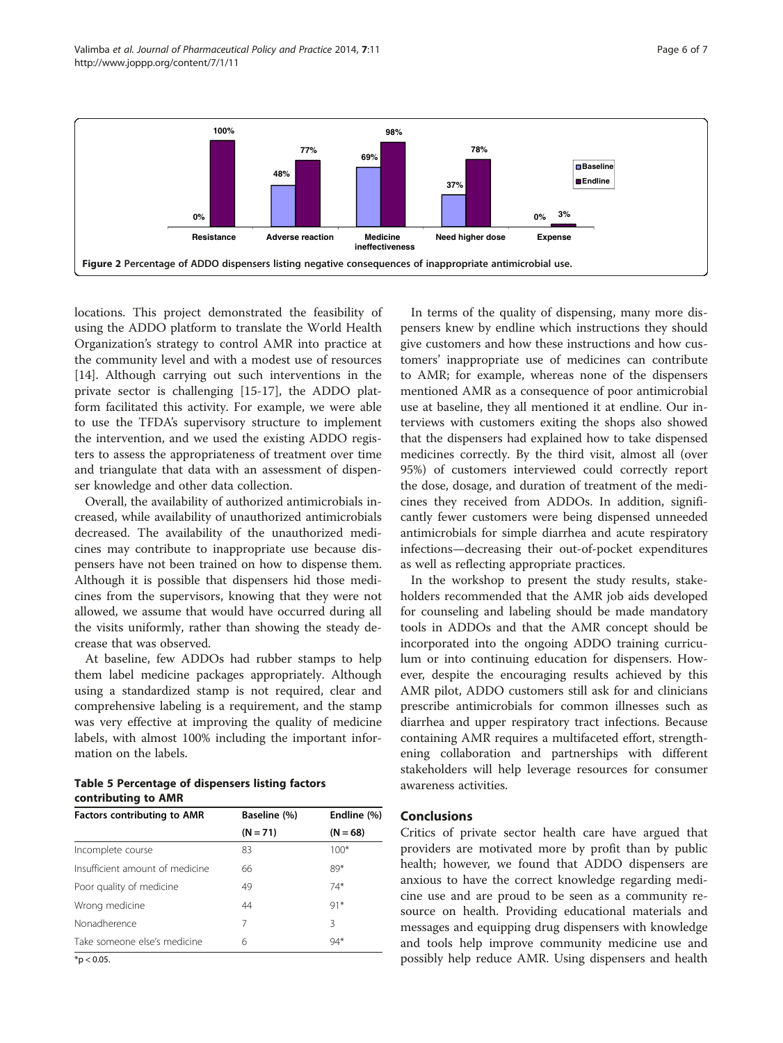100%

98%

77%

78%

69%

48%

37%

0%

0%

3%

Baseline

Endline

Resistance

Adverse reaction

Medicine ineffectiveness

Need higher dose

Expense

**Figure 2 Percentage of ADDO dispensers listing negative consequences of inappropriate antimicrobial use.**

locations. This project demonstrated the feasibility of using the ADDO platform to translate the World Health Organization's strategy to control AMR into practice at the community level and with a modest use of resources [14]. Although carrying out such interventions in the private sector is challenging [15-17], the ADDO platform facilitated this activity. For example, we were able to use the TFDA's supervisory structure to implement the intervention, and we used the existing ADDO registers to assess the appropriateness of treatment over time and triangulate that data with an assessment of dispenser knowledge and other data collection.

Overall, the availability of authorized antimicrobials increased, while availability of unauthorized antimicrobials decreased. The availability of the unauthorized medicines may contribute to inappropriate use because dispensers have not been trained on how to dispense them. Although it is possible that dispensers hid those medicines from the supervisors, knowing that they were not allowed, we assume that would have occurred during all the visits uniformly, rather than showing the steady decrease that was observed.

At baseline, few ADDOs had rubber stamps to help them label medicine packages appropriately. Although using a standardized stamp is not required, clear and comprehensive labeling is a requirement, and the stamp was very effective at improving the quality of medicine labels, with almost 100% including the important information on the labels.

**Table 5 Percentage of dispensers listing factors contributing to AMR**

| Factors contributing to AMR | Baseline (%) | Endline (%) |
|---|---|---|
| | (N = 71) | (N = 68) |
| Incomplete course | 83 | 100* |
| Insufficient amount of medicine | 66 | 89* |
| Poor quality of medicine | 49 | 74* |
| Wrong medicine | 44 | 91* |
| Nonadherence | 7 | 3 |
| Take someone else's medicine | 6 | 94* |

*$p < 0.05$.

In terms of the quality of dispensing, many more dispensers knew by endline which instructions they should give customers and how these instructions and how customers' inappropriate use of medicines can contribute to AMR; for example, whereas none of the dispensers mentioned AMR as a consequence of poor antimicrobial use at baseline, they all mentioned it at endline. Our interviews with customers exiting the shops also showed that the dispensers had explained how to take dispensed medicines correctly. By the third visit, almost all (over 95%) of customers interviewed could correctly report the dose, dosage, and duration of treatment of the medicines they received from ADDOs. In addition, significantly fewer customers were being dispensed unneeded antimicrobials for simple diarrhea and acute respiratory infections—decreasing their out-of-pocket expenditures as well as reflecting appropriate practices.

In the workshop to present the study results, stakeholders recommended that the AMR job aids developed for counseling and labeling should be made mandatory tools in ADDOs and that the AMR concept should be incorporated into the ongoing ADDO training curriculum or into continuing education for dispensers. However, despite the encouraging results achieved by this AMR pilot, ADDO customers still ask for and clinicians prescribe antimicrobials for common illnesses such as diarrhea and upper respiratory tract infections. Because containing AMR requires a multifaceted effort, strengthening collaboration and partnerships with different stakeholders will help leverage resources for consumer awareness activities.

## Conclusions

Critics of private sector health care have argued that providers are motivated more by profit than by public health; however, we found that ADDO dispensers are anxious to have the correct knowledge regarding medicine use and are proud to be seen as a community resource on health. Providing educational materials and messages and equipping drug dispensers with knowledge and tools help improve community medicine use and possibly help reduce AMR. Using dispensers and health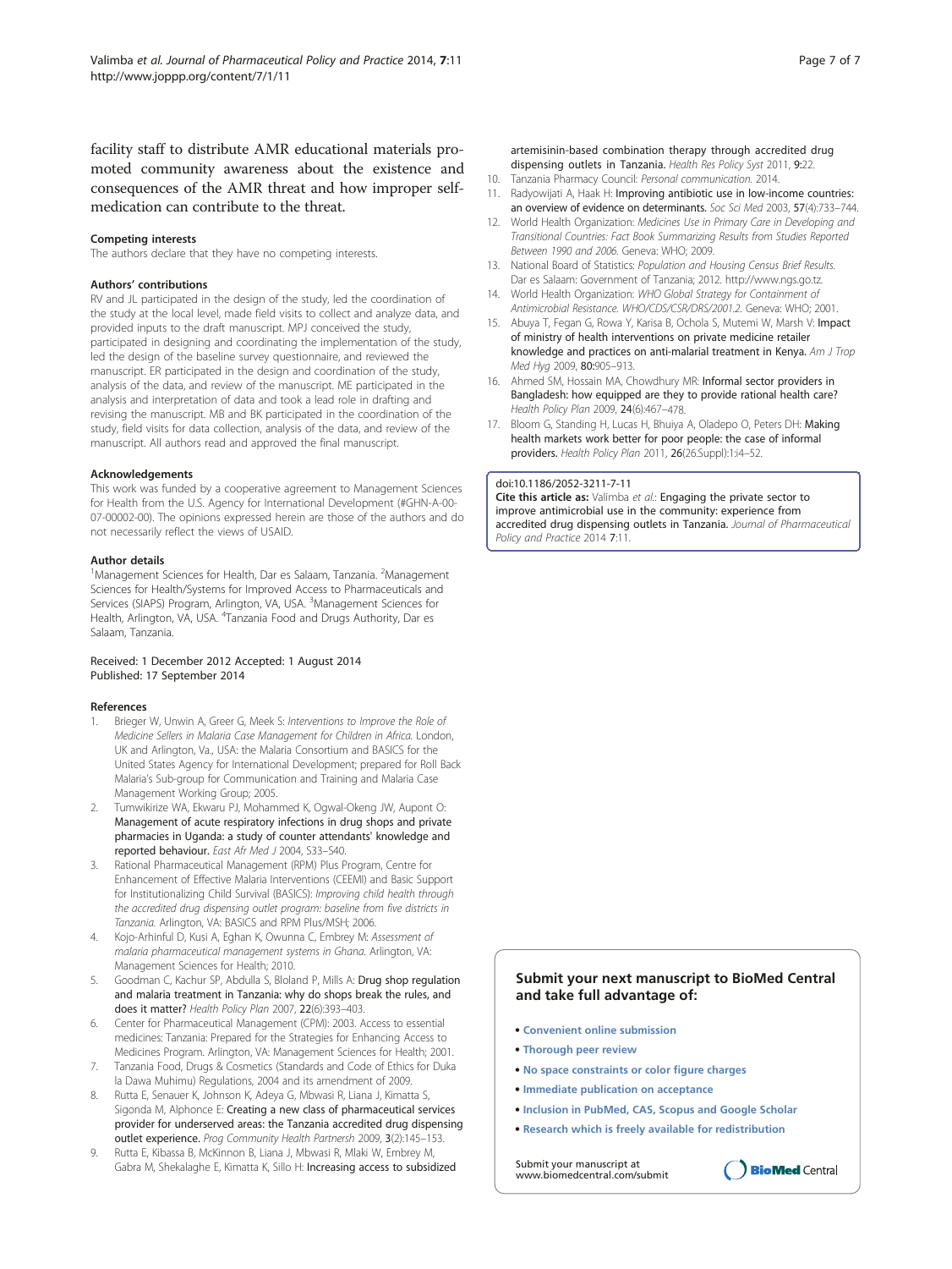facility staff to distribute AMR educational materials promoted community awareness about the existence and consequences of the AMR threat and how improper self-medication can contribute to the threat.

#### Competing interests
The authors declare that they have no competing interests.

#### Authors' contributions
RV and JL participated in the design of the study, led the coordination of the study at the local level, made field visits to collect and analyze data, and provided inputs to the draft manuscript. MPJ conceived the study, participated in designing and coordinating the implementation of the study, led the design of the baseline survey questionnaire, and reviewed the manuscript. ER participated in the design and coordination of the study, analysis of the data, and review of the manuscript. ME participated in the analysis and interpretation of data and took a lead role in drafting and revising the manuscript. MB and BK participated in the coordination of the study, field visits for data collection, analysis of the data, and review of the manuscript. All authors read and approved the final manuscript.

#### Acknowledgements
This work was funded by a cooperative agreement to Management Sciences for Health from the U.S. Agency for International Development (#GHN-A-00-07-00002-00). The opinions expressed herein are those of the authors and do not necessarily reflect the views of USAID.

#### Author details
[1]Management Sciences for Health, Dar es Salaam, Tanzania. [2]Management Sciences for Health/Systems for Improved Access to Pharmaceuticals and Services (SIAPS) Program, Arlington, VA, USA. [3]Management Sciences for Health, Arlington, VA, USA. [4]Tanzania Food and Drugs Authority, Dar es Salaam, Tanzania.

Received: 1 December 2012 Accepted: 1 August 2014
Published: 17 September 2014

#### References
1. Brieger W, Unwin A, Greer G, Meek S: *Interventions to Improve the Role of Medicine Sellers in Malaria Case Management for Children in Africa.* London, UK and Arlington, Va., USA: the Malaria Consortium and BASICS for the United States Agency for International Development; prepared for Roll Back Malaria's Sub-group for Communication and Training and Malaria Case Management Working Group; 2005.
2. Tumwikirize WA, Ekwaru PJ, Mohammed K, Ogwal-Okeng JW, Aupont O: **Management of acute respiratory infections in drug shops and private pharmacies in Uganda: a study of counter attendants' knowledge and reported behaviour.** *East Afr Med J* 2004, S33–S40.
3. Rational Pharmaceutical Management (RPM) Plus Program, Centre for Enhancement of Effective Malaria Interventions (CEEMI) and Basic Support for Institutionalizing Child Survival (BASICS): *Improving child health through the accredited drug dispensing outlet program: baseline from five districts in Tanzania.* Arlington, VA: BASICS and RPM Plus/MSH; 2006.
4. Kojo-Arhinful D, Kusi A, Eghan K, Owunna C, Embrey M: *Assessment of malaria pharmaceutical management systems in Ghana.* Arlington, VA: Management Sciences for Health; 2010.
5. Goodman C, Kachur SP, Abdulla S, Bloland P, Mills A: **Drug shop regulation and malaria treatment in Tanzania: why do shops break the rules, and does it matter?** *Health Policy Plan* 2007, **22**(6):393–403.
6. Center for Pharmaceutical Management (CPM): 2003. Access to essential medicines: Tanzania: Prepared for the Strategies for Enhancing Access to Medicines Program. Arlington, VA: Management Sciences for Health; 2001.
7. Tanzania Food, Drugs & Cosmetics (Standards and Code of Ethics for Duka la Dawa Muhimu) Regulations, 2004 and its amendment of 2009.
8. Rutta E, Senauer K, Johnson K, Adeya G, Mbwasi R, Liana J, Kimatta S, Sigonda M, Alphonce E: **Creating a new class of pharmaceutical services provider for underserved areas: the Tanzania accredited drug dispensing outlet experience.** *Prog Community Health Partnersh* 2009, **3**(2):145–153.
9. Rutta E, Kibassa B, McKinnon B, Liana J, Mbwasi R, Mlaki W, Embrey M, Gabra M, Shekalaghe E, Kimatta K, Sillo H: **Increasing access to subsidized artemisinin-based combination therapy through accredited drug dispensing outlets in Tanzania.** *Health Res Policy Syst* 2011, **9**:22.
10. Tanzania Pharmacy Council: *Personal communication.* 2014.
11. Radyowijati A, Haak H: **Improving antibiotic use in low-income countries: an overview of evidence on determinants.** *Soc Sci Med* 2003, **57**(4):733–744.
12. World Health Organization: *Medicines Use in Primary Care in Developing and Transitional Countries: Fact Book Summarizing Results from Studies Reported Between 1990 and 2006.* Geneva: WHO; 2009.
13. National Board of Statistics: *Population and Housing Census Brief Results.* Dar es Salaam: Government of Tanzania; 2012. http://www.ngs.go.tz.
14. World Health Organization: *WHO Global Strategy for Containment of Antimicrobial Resistance. WHO/CDS/CSR/DRS/2001.2.* Geneva: WHO; 2001.
15. Abuya T, Fegan G, Rowa Y, Karisa B, Ochola S, Mutemi W, Marsh V: **Impact of ministry of health interventions on private medicine retailer knowledge and practices on anti-malarial treatment in Kenya.** *Am J Trop Med Hyg* 2009, **80**:905–913.
16. Ahmed SM, Hossain MA, Chowdhury MR: **Informal sector providers in Bangladesh: how equipped are they to provide rational health care?** *Health Policy Plan* 2009, **24**(6):467–478.
17. Bloom G, Standing H, Lucas H, Bhuiya A, Oladepo O, Peters DH: **Making health markets work better for poor people: the case of informal providers.** *Health Policy Plan* 2011, **26**(26.Suppl):1:i4–52.

doi:10.1186/2052-3211-7-11
**Cite this article as:** Valimba *et al.*: Engaging the private sector to improve antimicrobial use in the community: experience from accredited drug dispensing outlets in Tanzania. *Journal of Pharmaceutical Policy and Practice* 2014 **7**:11.

**Submit your next manuscript to BioMed Central and take full advantage of:**

- **Convenient online submission**
- **Thorough peer review**
- **No space constraints or color figure charges**
- **Immediate publication on acceptance**
- **Inclusion in PubMed, CAS, Scopus and Google Scholar**
- **Research which is freely available for redistribution**

Submit your manuscript at
www.biomedcentral.com/submit

BioMed Central